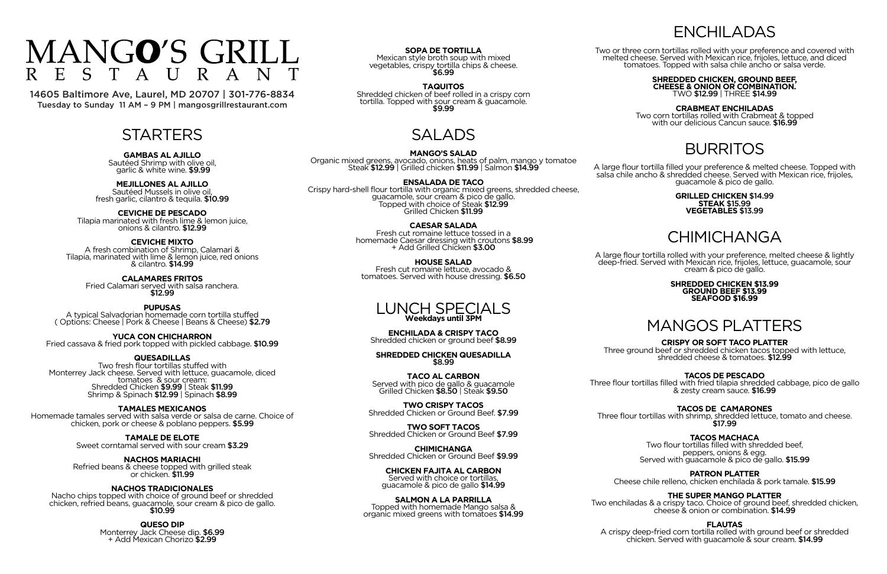# MANGO'S GRILL RESTAURANT

14605 Baltimore Ave, Laurel, MD 20707 | 301-776-8834
Tuesday to Sunday 11 AM – 9 PM | mangosgrillrestaurant.com

## STARTERS

**GAMBAS AL AJILLO**
Sautéed Shrimp with olive oil, garlic & white wine. **$9.99**

**MEJILLONES AL AJILLO**
Sautéed Mussels in olive oil, fresh garlic, cilantro & tequila. **$10.99**

**CEVICHE DE PESCADO**
Tilapia marinated with fresh lime & lemon juice, onions & cilantro. **$12.99**

**CEVICHE MIXTO**
A fresh combination of Shrimp, Calamari & Tilapia, marinated with lime & lemon juice, red onions & cilantro. **$14.99**

**CALAMARES FRITOS**
Fried Calamari served with salsa ranchera. **$12.99**

**PUPUSAS**
A typical Salvadorian homemade corn tortilla stuffed ( Options: Cheese | Pork & Cheese | Beans & Cheese) **$2.79**

**YUCA CON CHICHARRON**
Fried cassava & fried pork topped with pickled cabbage. **$10.99**

**QUESADILLAS**
Two fresh flour tortillas stuffed with Monterrey Jack cheese. Served with lettuce, guacamole, diced tomatoes & sour cream:
Shredded Chicken **$9.99** | Steak **$11.99**
Shrimp & Spinach **$12.99** | Spinach **$8.99**

**TAMALES MEXICANOS**
Homemade tamales served with salsa verde or salsa de carne. Choice of chicken, pork or cheese & poblano peppers. **$5.99**

**TAMALE DE ELOTE**
Sweet corntamal served with sour cream **$3.29**

**NACHOS MARIACHI**
Refried beans & cheese topped with grilled steak or chicken. **$11.99**

**NACHOS TRADICIONALES**
Nacho chips topped with choice of ground beef or shredded chicken, refried beans, guacamole, sour cream & pico de gallo. **$10.99**

**QUESO DIP**
Monterrey Jack Cheese dip. **$6.99**
+ Add Mexican Chorizo **$2.99**

**SOPA DE TORTILLA**
Mexican style broth soup with mixed vegetables, crispy tortilla chips & cheese. **$6.99**

**TAQUITOS**
Shredded chicken of beef rolled in a crispy corn tortilla. Topped with sour cream & guacamole. **$9.99**

## SALADS

**MANGO'S SALAD**
Organic mixed greens, avocado, onions, heats of palm, mango y tomatoe
Steak **$12.99** | Grilled chicken **$11.99** | Salmon **$14.99**

**ENSALADA DE TACO**
Crispy hard-shell flour tortilla with organic mixed greens, shredded cheese, guacamole, sour cream & pico de gallo.
Topped with choice of Steak **$12.99**
Grilled Chicken **$11.99**

**CAESAR SALADA**
Fresh cut romaine lettuce tossed in a homemade Caesar dressing with croutons **$8.99**
+ Add Grilled Chicken **$3.00**

**HOUSE SALAD**
Fresh cut romaine lettuce, avocado & tomatoes. Served with house dressing. **$6.50**

## LUNCH SPECIALS
**Weekdays until 3PM**

**ENCHILADA & CRISPY TACO**
Shredded chicken or ground beef **$8.99**

**SHREDDED CHICKEN QUESADILLA**
**$8.99**

**TACO AL CARBON**
Served with pico de gallo & guacamole
Grilled Chicken **$8.50** | Steak **$9.50**

**TWO CRISPY TACOS**
Shredded Chicken or Ground Beef. **$7.99**

**TWO SOFT TACOS**
Shredded Chicken or Ground Beef **$7.99**

**CHIMICHANGA**
Shredded Chicken or Ground Beef **$9.99**

**CHICKEN FAJITA AL CARBON**
Served with choice or tortillas, guacamole & pico de gallo **$14.99**

**SALMON A LA PARRILLA**
Topped with homemade Mango salsa & organic mixed greens with tomatoes **$14.99**

## ENCHILADAS

Two or three corn tortillas rolled with your preference and covered with melted cheese. Served with Mexican rice, frijoles, lettuce, and diced tomatoes. Topped with salsa chile ancho or salsa verde.

**SHREDDED CHICKEN, GROUND BEEF, CHEESE & ONION OR COMBINATION.**
TWO **$12.99** | THREE **$14.99**

**CRABMEAT ENCHILADAS**
Two corn tortillas rolled with Crabmeat & topped with our delicious Cancun sauce. **$16.99**

## BURRITOS

A large flour tortilla filled your preference & melted cheese. Topped with salsa chile ancho & shredded cheese. Served with Mexican rice, frijoles, guacamole & pico de gallo.

**GRILLED CHICKEN** $14.99
**STEAK** $15.99
**VEGETABLES** $13.99

## CHIMICHANGA

A large flour tortilla rolled with your preference, melted cheese & lightly deep-fried. Served with Mexican rice, frijoles, lettuce, guacamole, sour cream & pico de gallo.

**SHREDDED CHICKEN $13.99**
**GROUND BEEF $13.99**
**SEAFOOD $16.99**

## MANGOS PLATTERS

**CRISPY OR SOFT TACO PLATTER**
Three ground beef or shredded chicken tacos topped with lettuce, shredded cheese & tomatoes. **$12.99**

**TACOS DE PESCADO**
Three flour tortillas filled with fried tilapia shredded cabbage, pico de gallo & zesty cream sauce. **$16.99**

**TACOS DE CAMARONES**
Three flour tortillas with shrimp, shredded lettuce, tomato and cheese. **$17.99**

**TACOS MACHACA**
Two flour tortillas filled with shredded beef, peppers, onions & egg.
Served with guacamole & pico de gallo. **$15.99**

**PATRON PLATTER**
Cheese chile relleno, chicken enchilada & pork tamale. **$15.99**

**THE SUPER MANGO PLATTER**
Two enchiladas & a crispy taco. Choice of ground beef, shredded chicken, cheese & onion or combination. **$14.99**

**FLAUTAS**
A crispy deep-fried corn tortilla rolled with ground beef or shredded chicken. Served with guacamole & sour cream. **$14.99**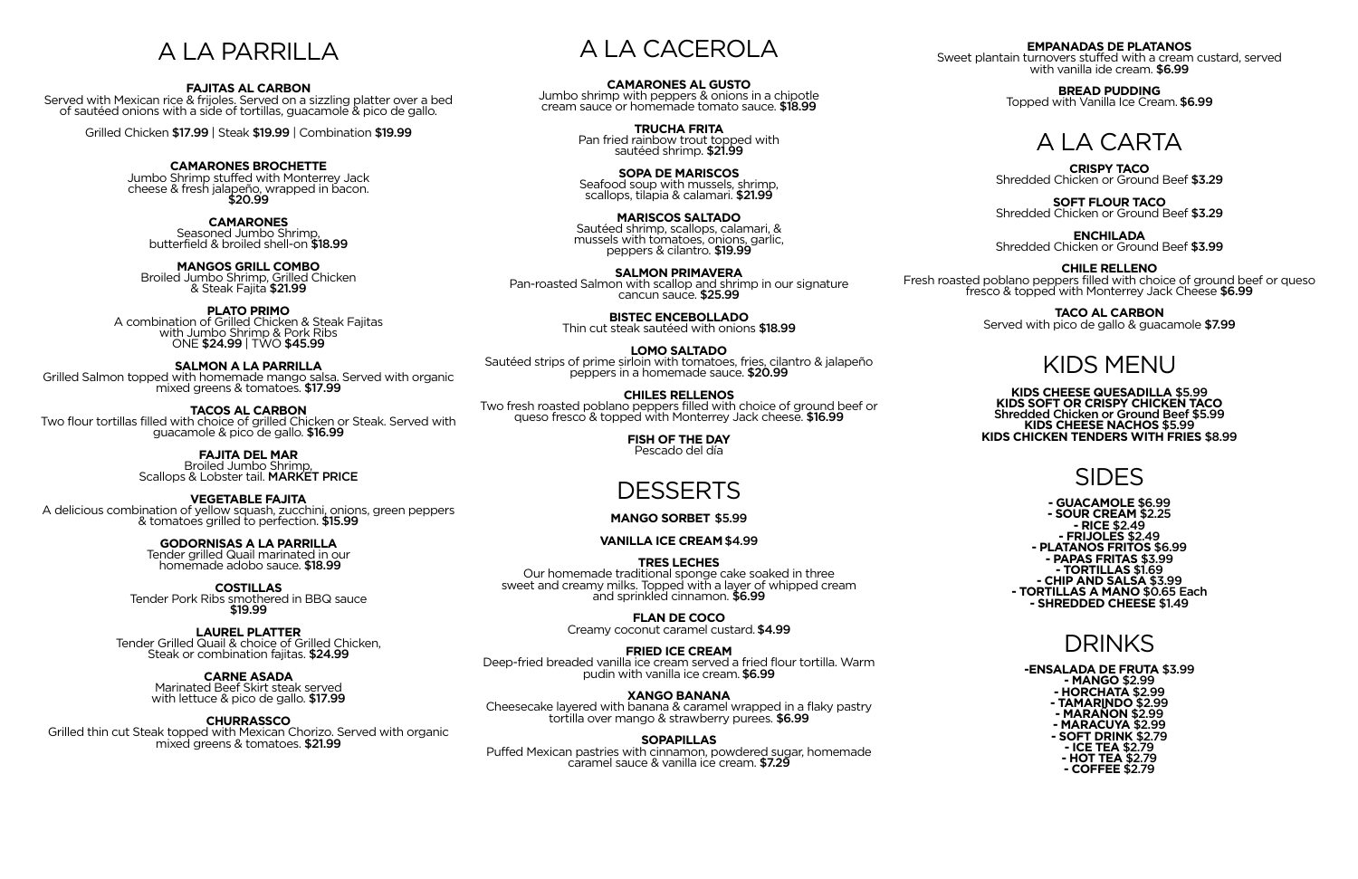# A LA PARRILLA

**FAJITAS AL CARBON**
Served with Mexican rice & frijoles. Served on a sizzling platter over a bed of sautéed onions with a side of tortillas, guacamole & pico de gallo.

Grilled Chicken **$17.99** | Steak **$19.99** | Combination **$19.99**

**CAMARONES BROCHETTE**
Jumbo Shrimp stuffed with Monterrey Jack cheese & fresh jalapeño, wrapped in bacon. **$20.99**

**CAMARONES**
Seasoned Jumbo Shrimp, butterfield & broiled shell-on **$18.99**

**MANGOS GRILL COMBO**
Broiled Jumbo Shrimp, Grilled Chicken & Steak Fajita **$21.99**

**PLATO PRIMO**
A combination of Grilled Chicken & Steak Fajitas with Jumbo Shrimp & Pork Ribs
ONE **$24.99** | TWO **$45.99**

**SALMON A LA PARRILLA**
Grilled Salmon topped with homemade mango salsa. Served with organic mixed greens & tomatoes. **$17.99**

**TACOS AL CARBON**
Two flour tortillas filled with choice of grilled Chicken or Steak. Served with guacamole & pico de gallo. **$16.99**

**FAJITA DEL MAR**
Broiled Jumbo Shrimp, Scallops & Lobster tail. **MARKET PRICE**

**VEGETABLE FAJITA**
A delicious combination of yellow squash, zucchini, onions, green peppers & tomatoes grilled to perfection. **$15.99**

**GODORNISAS A LA PARRILLA**
Tender grilled Quail marinated in our homemade adobo sauce. **$18.99**

**COSTILLAS**
Tender Pork Ribs smothered in BBQ sauce **$19.99**

**LAUREL PLATTER**
Tender Grilled Quail & choice of Grilled Chicken, Steak or combination fajitas. **$24.99**

**CARNE ASADA**
Marinated Beef Skirt steak served with lettuce & pico de gallo. **$17.99**

**CHURRASSCO**
Grilled thin cut Steak topped with Mexican Chorizo. Served with organic mixed greens & tomatoes. **$21.99**

# A LA CACEROLA

**CAMARONES AL GUSTO**
Jumbo shrimp with peppers & onions in a chipotle cream sauce or homemade tomato sauce. **$18.99**

**TRUCHA FRITA**
Pan fried rainbow trout topped with sautéed shrimp. **$21.99**

**SOPA DE MARISCOS**
Seafood soup with mussels, shrimp, scallops, tilapia & calamari. **$21.99**

**MARISCOS SALTADO**
Sautéed shrimp, scallops, calamari, & mussels with tomatoes, onions, garlic, peppers & cilantro. **$19.99**

**SALMON PRIMAVERA**
Pan-roasted Salmon with scallop and shrimp in our signature cancun sauce. **$25.99**

**BISTEC ENCEBOLLADO**
Thin cut steak sautéed with onions **$18.99**

**LOMO SALTADO**
Sautéed strips of prime sirloin with tomatoes, fries, cilantro & jalapeño peppers in a homemade sauce. **$20.99**

**CHILES RELLENOS**
Two fresh roasted poblano peppers filled with choice of ground beef or queso fresco & topped with Monterrey Jack cheese. **$16.99**

**FISH OF THE DAY**
Pescado del día

# DESSERTS

**MANGO SORBET** $5.99

**VANILLA ICE CREAM** $4.99

**TRES LECHES**
Our homemade traditional sponge cake soaked in three sweet and creamy milks. Topped with a layer of whipped cream and sprinkled cinnamon. **$6.99**

**FLAN DE COCO**
Creamy coconut caramel custard. **$4.99**

**FRIED ICE CREAM**
Deep-fried breaded vanilla ice cream served a fried flour tortilla. Warm pudin with vanilla ice cream. **$6.99**

**XANGO BANANA**
Cheesecake layered with banana & caramel wrapped in a flaky pastry tortilla over mango & strawberry purees. **$6.99**

**SOPAPILLAS**
Puffed Mexican pastries with cinnamon, powdered sugar, homemade caramel sauce & vanilla ice cream. **$7.29**

**EMPANADAS DE PLATANOS**
Sweet plantain turnovers stuffed with a cream custard, served with vanilla ide cream. **$6.99**

**BREAD PUDDING**
Topped with Vanilla Ice Cream. **$6.99**

# A LA CARTA

**CRISPY TACO**
Shredded Chicken or Ground Beef **$3.29**

**SOFT FLOUR TACO**
Shredded Chicken or Ground Beef **$3.29**

**ENCHILADA**
Shredded Chicken or Ground Beef **$3.99**

**CHILE RELLENO**
Fresh roasted poblano peppers filled with choice of ground beef or queso fresco & topped with Monterrey Jack Cheese **$6.99**

**TACO AL CARBON**
Served with pico de gallo & guacamole **$7.99**

# KIDS MENU

**KIDS CHEESE QUESADILLA** $5.99
**KIDS SOFT OR CRISPY CHICKEN TACO**
**Shredded Chicken or Ground Beef** $5.99
**KIDS CHEESE NACHOS** $5.99
**KIDS CHICKEN TENDERS WITH FRIES** $8.99

# SIDES

- **GUACAMOLE** $6.99
- **SOUR CREAM** $2.25
- **RICE** $2.49
- **FRIJOLES** $2.49
- **PLATANOS FRITOS** $6.99
- **PAPAS FRITAS** $3.99
- **TORTILLAS** $1.69
- **CHIP AND SALSA** $3.99
- **TORTILLAS A MANO** $0.65 Each
- **SHREDDED CHEESE** $1.49

# DRINKS

- **ENSALADA DE FRUTA** $3.99
- **MANGO** $2.99
- **HORCHATA** $2.99
- **TAMARINDO** $2.99
- **MARAÑON** $2.99
- **MARACUYA** $2.99
- **SOFT DRINK** $2.79
- **ICE TEA** $2.79
- **HOT TEA** $2.79
- **COFFEE** $2.79